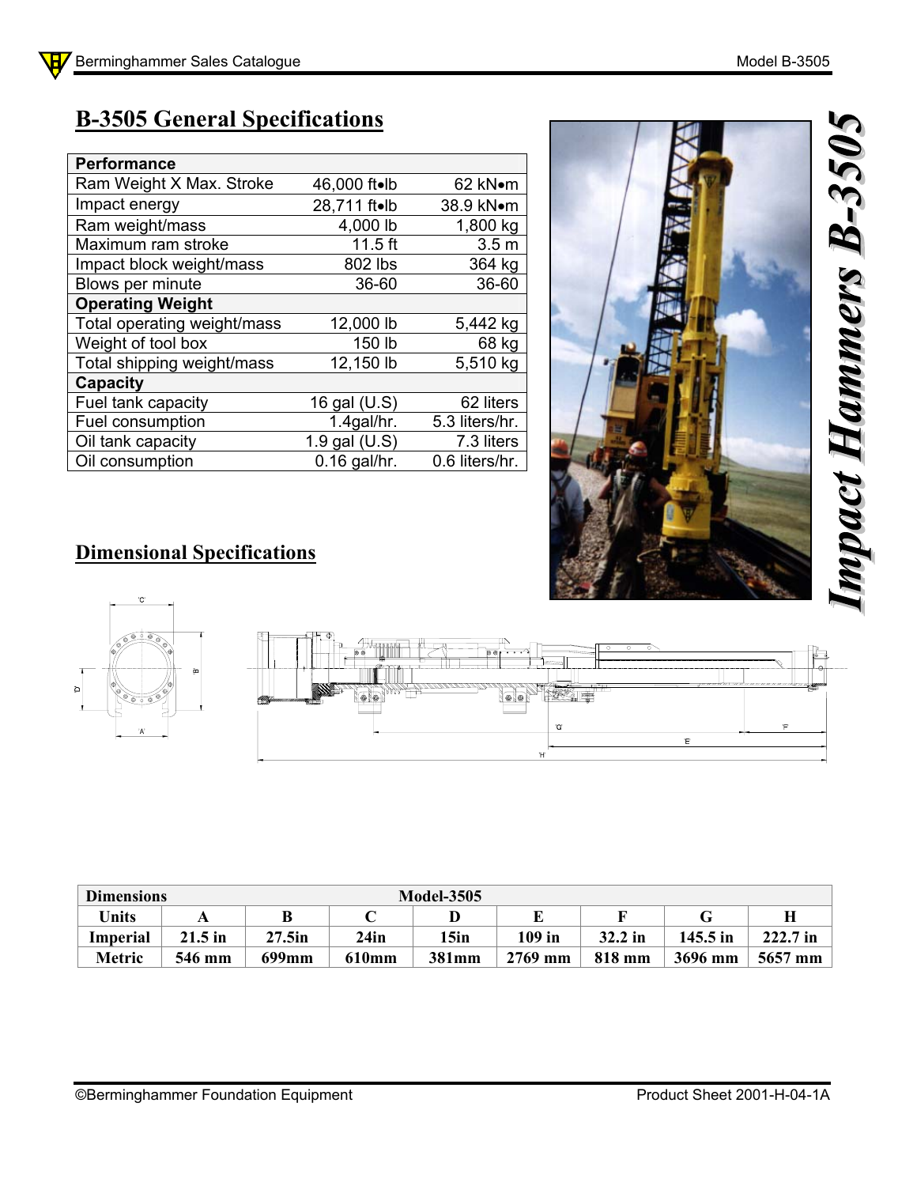# B-3505 General Specifications

| Performance | | |
|---|---|---|
| Ram Weight X Max. Stroke | 46,000 ft•lb | 62 kN•m |
| Impact energy | 28,711 ft•lb | 38.9 kN•m |
| Ram weight/mass | 4,000 lb | 1,800 kg |
| Maximum ram stroke | 11.5 ft | 3.5 m |
| Impact block weight/mass | 802 lbs | 364 kg |
| Blows per minute | 36-60 | 36-60 |
| **Operating Weight** | | |
| Total operating weight/mass | 12,000 lb | 5,442 kg |
| Weight of tool box | 150 lb | 68 kg |
| Total shipping weight/mass | 12,150 lb | 5,510 kg |
| **Capacity** | | |
| Fuel tank capacity | 16 gal (U.S) | 62 liters |
| Fuel consumption | 1.4gal/hr. | 5.3 liters/hr. |
| Oil tank capacity | 1.9 gal (U.S) | 7.3 liters |
| Oil consumption | 0.16 gal/hr. | 0.6 liters/hr. |

*Impact Hammers B-3505*

## Dimensional Specifications

| Dimensions | | | | Model-3505 | | | | |
|---|---|---|---|---|---|---|---|---|
| **Units** | **A** | **B** | **C** | **D** | **E** | **F** | **G** | **H** |
| **Imperial** | 21.5 in | 27.5in | 24in | 15in | 109 in | 32.2 in | 145.5 in | 222.7 in |
| **Metric** | 546 mm | 699mm | 610mm | 381mm | 2769 mm | 818 mm | 3696 mm | 5657 mm |

©Berminghammer Foundation Equipment

Product Sheet 2001-H-04-1A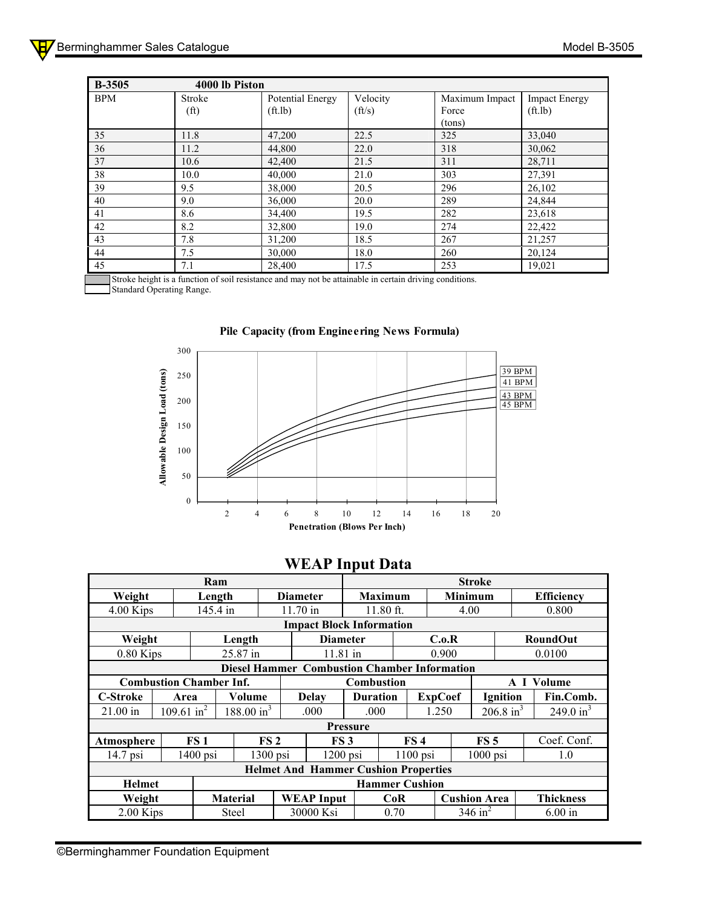| B-3505 | 4000 lb Piston | | | | |
|---|---|---|---|---|---|
| BPM | Stroke (ft) | Potential Energy (ft.lb) | Velocity (ft/s) | Maximum Impact Force (tons) | Impact Energy (ft.lb) |
| 35 | 11.8 | 47,200 | 22.5 | 325 | 33,040 |
| 36 | 11.2 | 44,800 | 22.0 | 318 | 30,062 |
| 37 | 10.6 | 42,400 | 21.5 | 311 | 28,711 |
| 38 | 10.0 | 40,000 | 21.0 | 303 | 27,391 |
| 39 | 9.5 | 38,000 | 20.5 | 296 | 26,102 |
| 40 | 9.0 | 36,000 | 20.0 | 289 | 24,844 |
| 41 | 8.6 | 34,400 | 19.5 | 282 | 23,618 |
| 42 | 8.2 | 32,800 | 19.0 | 274 | 22,422 |
| 43 | 7.8 | 31,200 | 18.5 | 267 | 21,257 |
| 44 | 7.5 | 30,000 | 18.0 | 260 | 20,124 |
| 45 | 7.1 | 28,400 | 17.5 | 253 | 19,021 |

Stroke height is a function of soil resistance and may not be attainable in certain driving conditions.

Standard Operating Range.

**Pile Capacity (from Engineering News Formula)**

Allowable Design Load (tons)

0
50
100
150
200
250
300

Penetration (Blows Per Inch)

2
4
6
8
10
12
14
16
18
20

39 BPM
41 BPM
43 BPM
45 BPM

## WEAP Input Data

| Ram | | | Stroke | | |
|---|---|---|---|---|---|
| Weight | Length | Diameter | Maximum | Minimum | Efficiency |
| 4.00 Kips | 145.4 in | 11.70 in | 11.80 ft. | 4.00 | 0.800 |

| Impact Block Information | | | | |
|---|---|---|---|---|
| Weight | Length | Diameter | C.o.R | RoundOut |
| 0.80 Kips | 25.87 in | 11.81 in | 0.900 | 0.0100 |

| Diesel Hammer Combustion Chamber Information | | | | | | | |
|---|---|---|---|---|---|---|---|
| Combustion Chamber Inf. | | | Combustion | | | A I Volume | |
| C-Stroke | Area | Volume | Delay | Duration | ExpCoef | Ignition | Fin.Comb. |
| 21.00 in | 109.61 $in^2$ | 188.00 $in^3$ | .000 | .000 | 1.250 | 206.8 $in^3$ | 249.0 $in^3$ |

| Pressure | | | | | | |
|---|---|---|---|---|---|---|
| Atmosphere | FS 1 | FS 2 | FS 3 | FS 4 | FS 5 | Coef. Conf. |
| 14.7 psi | 1400 psi | 1300 psi | 1200 psi | 1100 psi | 1000 psi | 1.0 |

| Helmet And Hammer Cushion Properties | | | | | |
|---|---|---|---|---|---|
| Helmet | Hammer Cushion | | | | |
| Weight | Material | WEAP Input | CoR | Cushion Area | Thickness |
| 2.00 Kips | Steel | 30000 Ksi | 0.70 | 346 $in^2$ | 6.00 in |